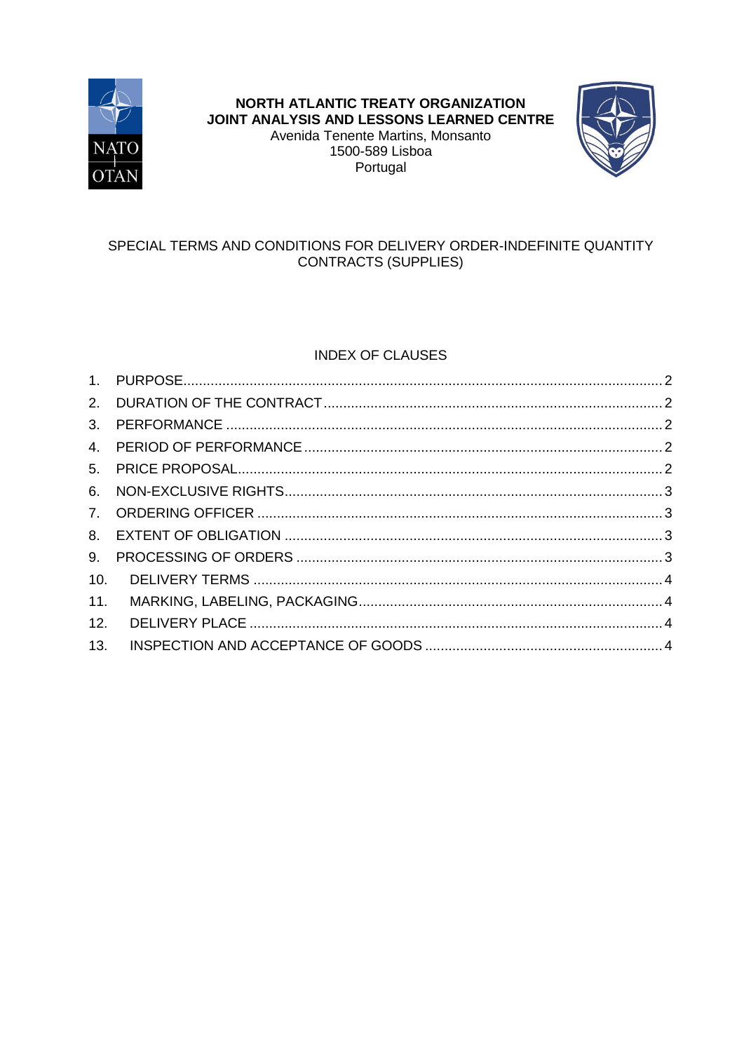**NORTH ATLANTIC TREATY ORGANIZATION**
**JOINT ANALYSIS AND LESSONS LEARNED CENTRE**
Avenida Tenente Martins, Monsanto
1500-589 Lisboa
Portugal

# SPECIAL TERMS AND CONDITIONS FOR DELIVERY ORDER-INDEFINITE QUANTITY CONTRACTS (SUPPLIES)

## INDEX OF CLAUSES

1. PURPOSE .......... 2
2. DURATION OF THE CONTRACT .......... 2
3. PERFORMANCE .......... 2
4. PERIOD OF PERFORMANCE .......... 2
5. PRICE PROPOSAL .......... 2
6. NON-EXCLUSIVE RIGHTS .......... 3
7. ORDERING OFFICER .......... 3
8. EXTENT OF OBLIGATION .......... 3
9. PROCESSING OF ORDERS .......... 3
10. DELIVERY TERMS .......... 4
11. MARKING, LABELING, PACKAGING .......... 4
12. DELIVERY PLACE .......... 4
13. INSPECTION AND ACCEPTANCE OF GOODS .......... 4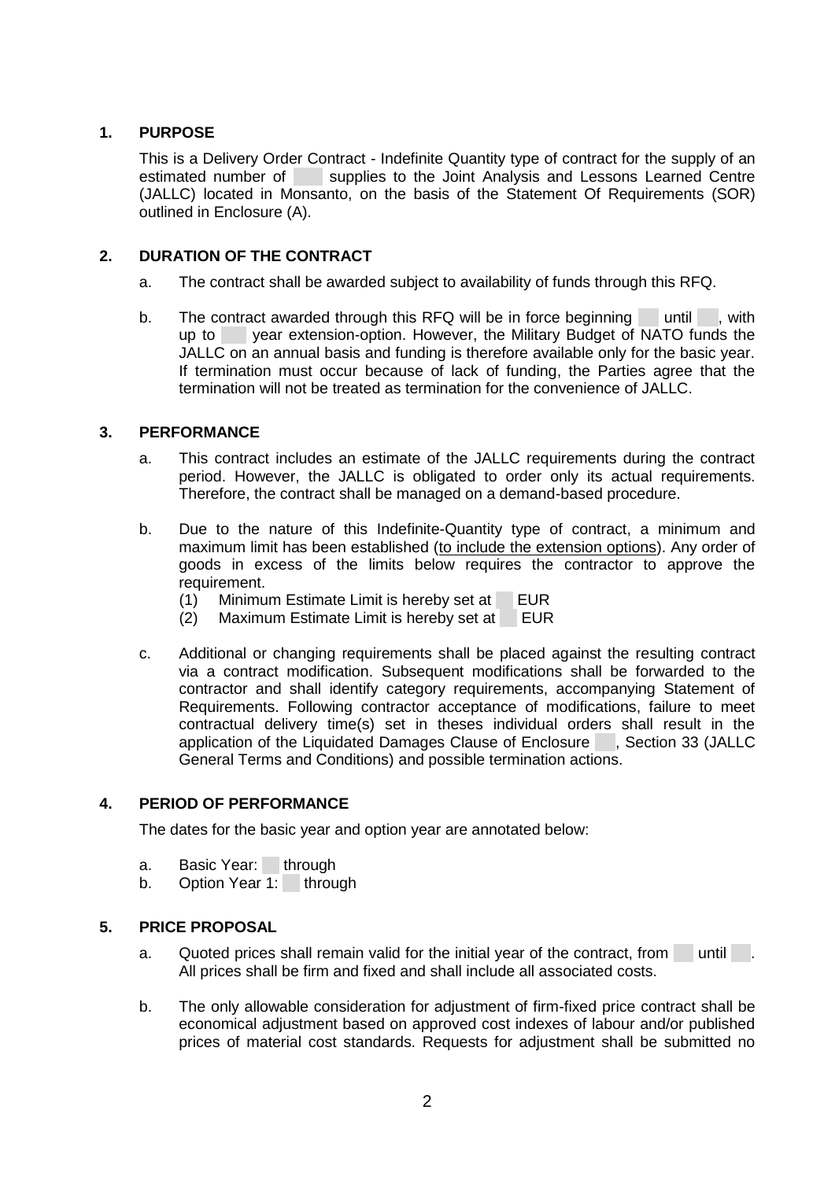## 1. PURPOSE

This is a Delivery Order Contract - Indefinite Quantity type of contract for the supply of an estimated number of supplies to the Joint Analysis and Lessons Learned Centre (JALLC) located in Monsanto, on the basis of the Statement Of Requirements (SOR) outlined in Enclosure (A).

## 2. DURATION OF THE CONTRACT

a. The contract shall be awarded subject to availability of funds through this RFQ.

b. The contract awarded through this RFQ will be in force beginning until , with up to year extension-option. However, the Military Budget of NATO funds the JALLC on an annual basis and funding is therefore available only for the basic year. If termination must occur because of lack of funding, the Parties agree that the termination will not be treated as termination for the convenience of JALLC.

## 3. PERFORMANCE

a. This contract includes an estimate of the JALLC requirements during the contract period. However, the JALLC is obligated to order only its actual requirements. Therefore, the contract shall be managed on a demand-based procedure.

b. Due to the nature of this Indefinite-Quantity type of contract, a minimum and maximum limit has been established (to include the extension options). Any order of goods in excess of the limits below requires the contractor to approve the requirement.
   (1) Minimum Estimate Limit is hereby set at EUR
   (2) Maximum Estimate Limit is hereby set at EUR

c. Additional or changing requirements shall be placed against the resulting contract via a contract modification. Subsequent modifications shall be forwarded to the contractor and shall identify category requirements, accompanying Statement of Requirements. Following contractor acceptance of modifications, failure to meet contractual delivery time(s) set in theses individual orders shall result in the application of the Liquidated Damages Clause of Enclosure , Section 33 (JALLC General Terms and Conditions) and possible termination actions.

## 4. PERIOD OF PERFORMANCE

The dates for the basic year and option year are annotated below:

a. Basic Year: through
b. Option Year 1: through

## 5. PRICE PROPOSAL

a. Quoted prices shall remain valid for the initial year of the contract, from until . All prices shall be firm and fixed and shall include all associated costs.

b. The only allowable consideration for adjustment of firm-fixed price contract shall be economical adjustment based on approved cost indexes of labour and/or published prices of material cost standards. Requests for adjustment shall be submitted no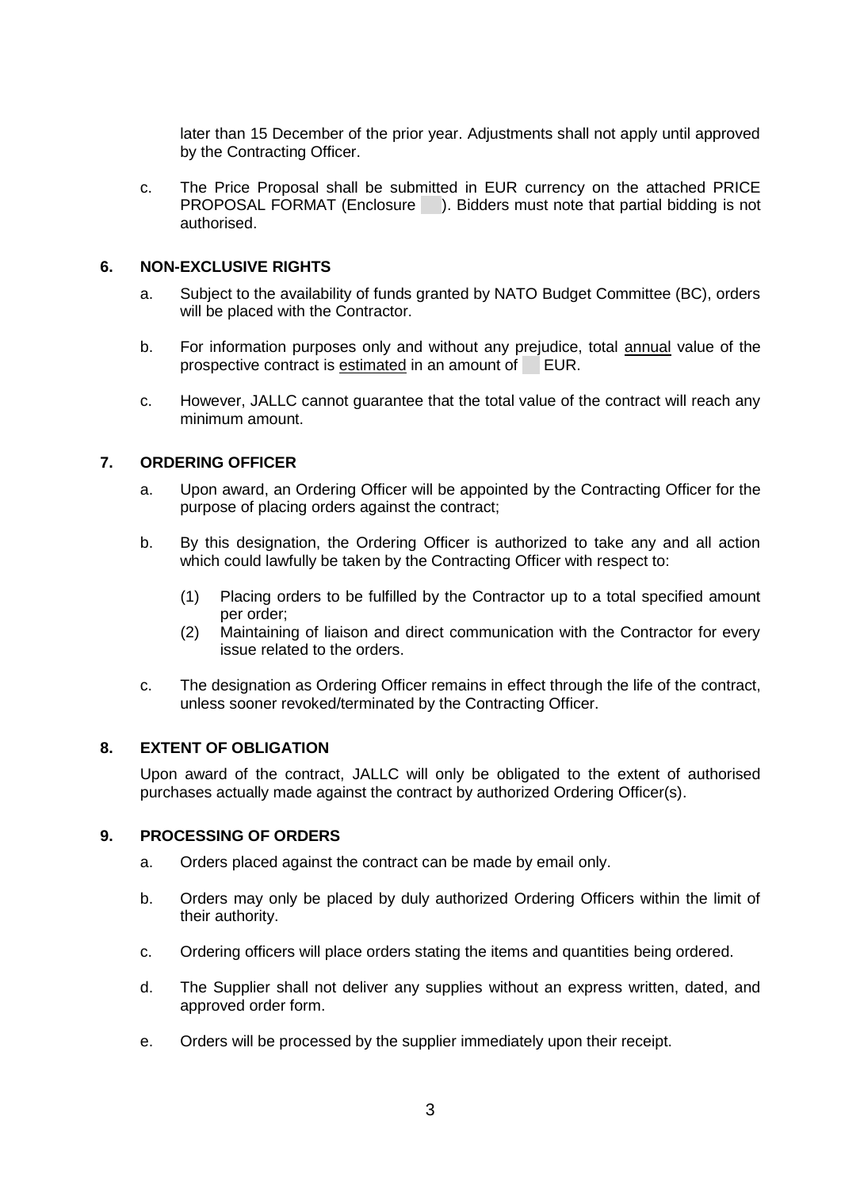later than 15 December of the prior year. Adjustments shall not apply until approved by the Contracting Officer.

c. The Price Proposal shall be submitted in EUR currency on the attached PRICE PROPOSAL FORMAT (Enclosure ). Bidders must note that partial bidding is not authorised.

## 6. NON-EXCLUSIVE RIGHTS

a. Subject to the availability of funds granted by NATO Budget Committee (BC), orders will be placed with the Contractor.

b. For information purposes only and without any prejudice, total annual value of the prospective contract is estimated in an amount of  EUR.

c. However, JALLC cannot guarantee that the total value of the contract will reach any minimum amount.

## 7. ORDERING OFFICER

a. Upon award, an Ordering Officer will be appointed by the Contracting Officer for the purpose of placing orders against the contract;

b. By this designation, the Ordering Officer is authorized to take any and all action which could lawfully be taken by the Contracting Officer with respect to:

   (1) Placing orders to be fulfilled by the Contractor up to a total specified amount per order;
   (2) Maintaining of liaison and direct communication with the Contractor for every issue related to the orders.

c. The designation as Ordering Officer remains in effect through the life of the contract, unless sooner revoked/terminated by the Contracting Officer.

## 8. EXTENT OF OBLIGATION

Upon award of the contract, JALLC will only be obligated to the extent of authorised purchases actually made against the contract by authorized Ordering Officer(s).

## 9. PROCESSING OF ORDERS

a. Orders placed against the contract can be made by email only.

b. Orders may only be placed by duly authorized Ordering Officers within the limit of their authority.

c. Ordering officers will place orders stating the items and quantities being ordered.

d. The Supplier shall not deliver any supplies without an express written, dated, and approved order form.

e. Orders will be processed by the supplier immediately upon their receipt.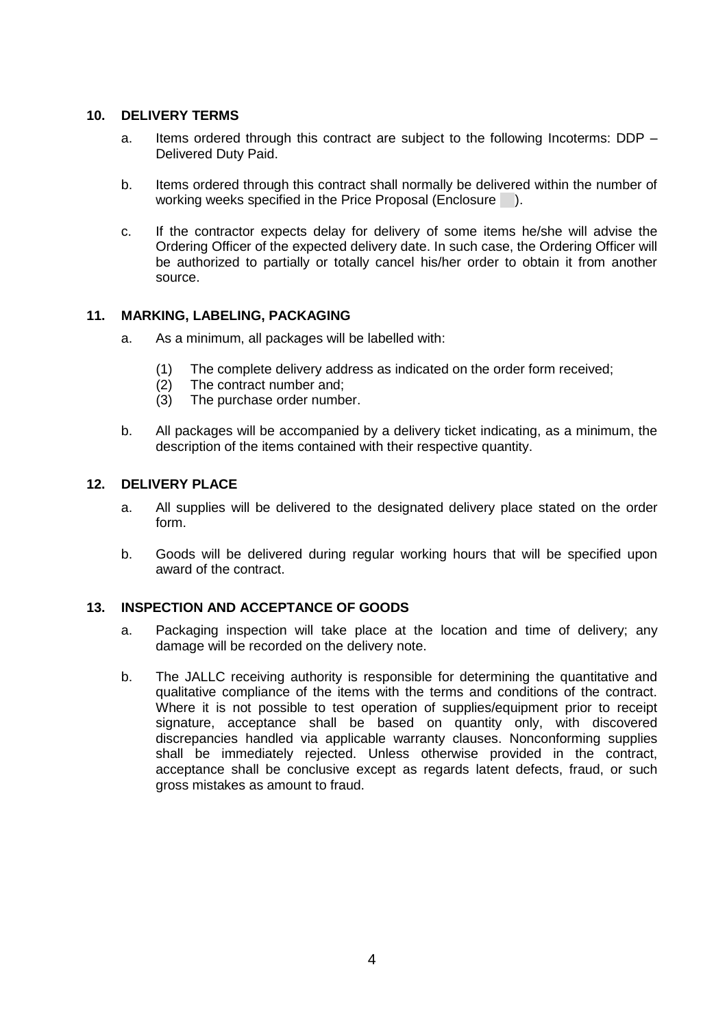## 10. DELIVERY TERMS

a. Items ordered through this contract are subject to the following Incoterms: DDP – Delivered Duty Paid.

b. Items ordered through this contract shall normally be delivered within the number of working weeks specified in the Price Proposal (Enclosure ).

c. If the contractor expects delay for delivery of some items he/she will advise the Ordering Officer of the expected delivery date. In such case, the Ordering Officer will be authorized to partially or totally cancel his/her order to obtain it from another source.

## 11. MARKING, LABELING, PACKAGING

a. As a minimum, all packages will be labelled with:

(1) The complete delivery address as indicated on the order form received;
(2) The contract number and;
(3) The purchase order number.

b. All packages will be accompanied by a delivery ticket indicating, as a minimum, the description of the items contained with their respective quantity.

## 12. DELIVERY PLACE

a. All supplies will be delivered to the designated delivery place stated on the order form.

b. Goods will be delivered during regular working hours that will be specified upon award of the contract.

## 13. INSPECTION AND ACCEPTANCE OF GOODS

a. Packaging inspection will take place at the location and time of delivery; any damage will be recorded on the delivery note.

b. The JALLC receiving authority is responsible for determining the quantitative and qualitative compliance of the items with the terms and conditions of the contract. Where it is not possible to test operation of supplies/equipment prior to receipt signature, acceptance shall be based on quantity only, with discovered discrepancies handled via applicable warranty clauses. Nonconforming supplies shall be immediately rejected. Unless otherwise provided in the contract, acceptance shall be conclusive except as regards latent defects, fraud, or such gross mistakes as amount to fraud.